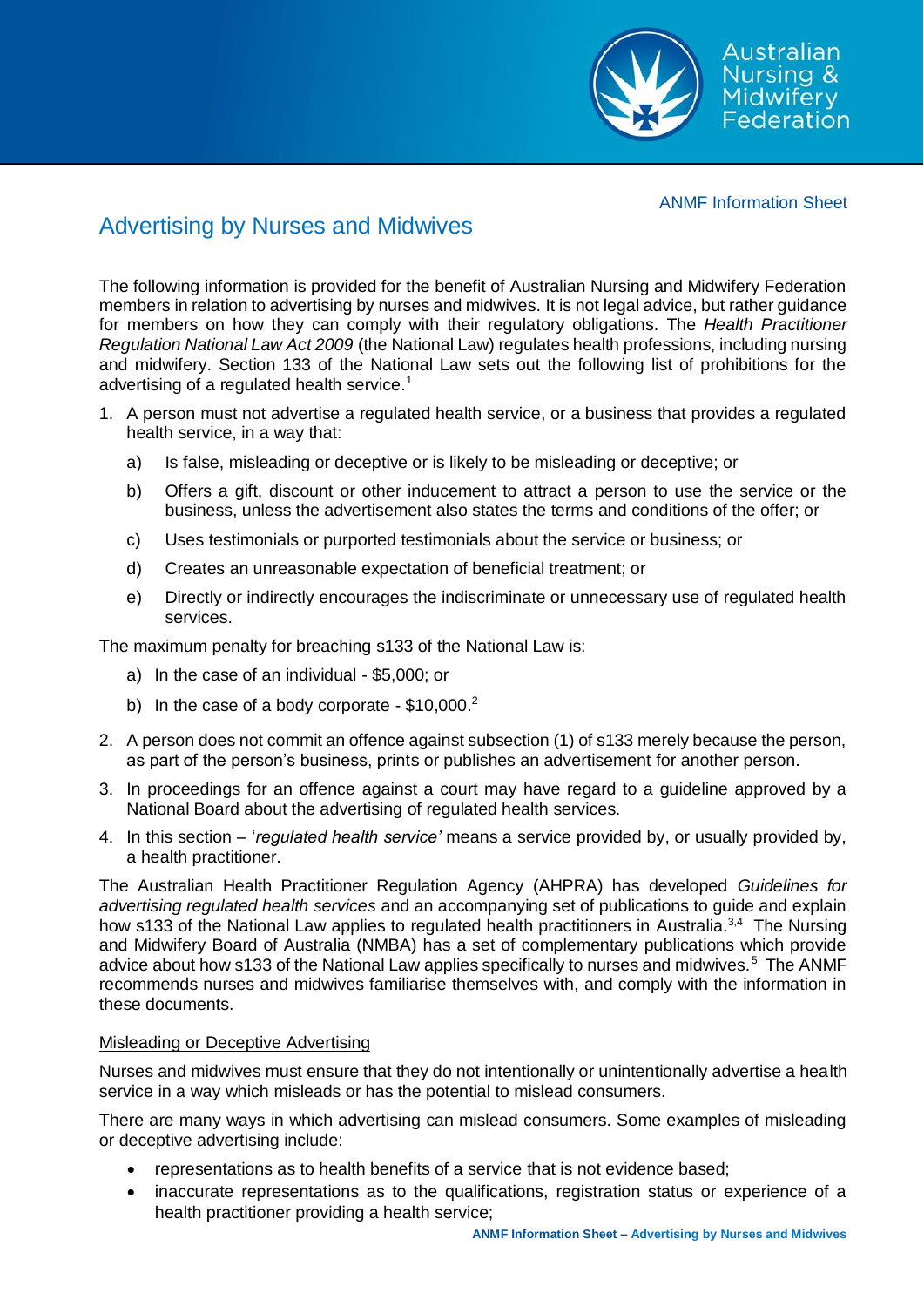ANMF Information Sheet

# Advertising by Nurses and Midwives

The following information is provided for the benefit of Australian Nursing and Midwifery Federation members in relation to advertising by nurses and midwives. It is not legal advice, but rather guidance for members on how they can comply with their regulatory obligations. The *Health Practitioner Regulation National Law Act 2009* (the National Law) regulates health professions, including nursing and midwifery. Section 133 of the National Law sets out the following list of prohibitions for the advertising of a regulated health service.[1]

1. A person must not advertise a regulated health service, or a business that provides a regulated health service, in a way that:
   a) Is false, misleading or deceptive or is likely to be misleading or deceptive; or
   b) Offers a gift, discount or other inducement to attract a person to use the service or the business, unless the advertisement also states the terms and conditions of the offer; or
   c) Uses testimonials or purported testimonials about the service or business; or
   d) Creates an unreasonable expectation of beneficial treatment; or
   e) Directly or indirectly encourages the indiscriminate or unnecessary use of regulated health services.

   The maximum penalty for breaching s133 of the National Law is:
   a) In the case of an individual - $5,000; or
   b) In the case of a body corporate - $10,000.[2]
2. A person does not commit an offence against subsection (1) of s133 merely because the person, as part of the person's business, prints or publishes an advertisement for another person.
3. In proceedings for an offence against a court may have regard to a guideline approved by a National Board about the advertising of regulated health services.
4. In this section – '*regulated health service'* means a service provided by, or usually provided by, a health practitioner.

The Australian Health Practitioner Regulation Agency (AHPRA) has developed *Guidelines for advertising regulated health services* and an accompanying set of publications to guide and explain how s133 of the National Law applies to regulated health practitioners in Australia.[3,4] The Nursing and Midwifery Board of Australia (NMBA) has a set of complementary publications which provide advice about how s133 of the National Law applies specifically to nurses and midwives.[5] The ANMF recommends nurses and midwives familiarise themselves with, and comply with the information in these documents.

## Misleading or Deceptive Advertising

Nurses and midwives must ensure that they do not intentionally or unintentionally advertise a health service in a way which misleads or has the potential to mislead consumers.

There are many ways in which advertising can mislead consumers. Some examples of misleading or deceptive advertising include:

- representations as to health benefits of a service that is not evidence based;
- inaccurate representations as to the qualifications, registration status or experience of a health practitioner providing a health service;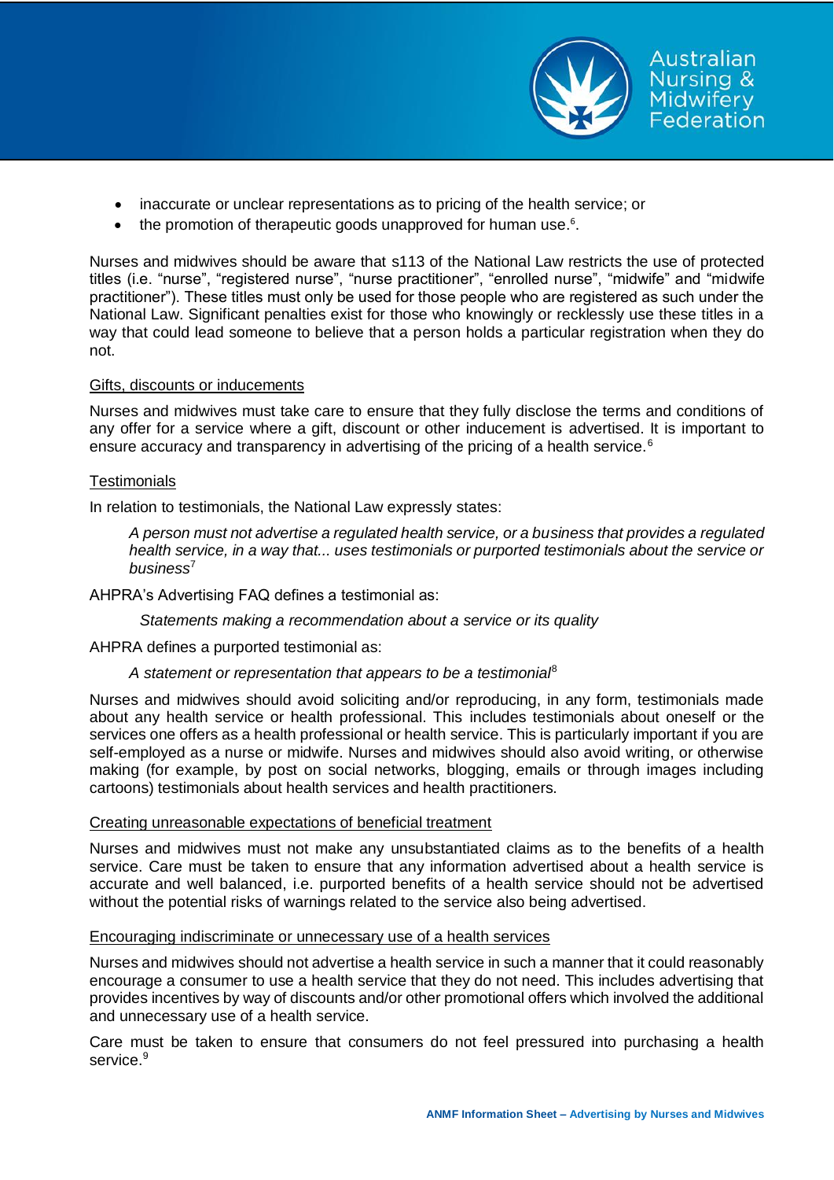- inaccurate or unclear representations as to pricing of the health service; or
- the promotion of therapeutic goods unapproved for human use.[6].

Nurses and midwives should be aware that s113 of the National Law restricts the use of protected titles (i.e. "nurse", "registered nurse", "nurse practitioner", "enrolled nurse", "midwife" and "midwife practitioner"). These titles must only be used for those people who are registered as such under the National Law. Significant penalties exist for those who knowingly or recklessly use these titles in a way that could lead someone to believe that a person holds a particular registration when they do not.

<u>Gifts, discounts or inducements</u>

Nurses and midwives must take care to ensure that they fully disclose the terms and conditions of any offer for a service where a gift, discount or other inducement is advertised. It is important to ensure accuracy and transparency in advertising of the pricing of a health service.[6]

<u>Testimonials</u>

In relation to testimonials, the National Law expressly states:

> *A person must not advertise a regulated health service, or a business that provides a regulated health service, in a way that... uses testimonials or purported testimonials about the service or business*[7]

AHPRA's Advertising FAQ defines a testimonial as:

> *Statements making a recommendation about a service or its quality*

AHPRA defines a purported testimonial as:

> *A statement or representation that appears to be a testimonial*[8]

Nurses and midwives should avoid soliciting and/or reproducing, in any form, testimonials made about any health service or health professional. This includes testimonials about oneself or the services one offers as a health professional or health service. This is particularly important if you are self-employed as a nurse or midwife. Nurses and midwives should also avoid writing, or otherwise making (for example, by post on social networks, blogging, emails or through images including cartoons) testimonials about health services and health practitioners.

<u>Creating unreasonable expectations of beneficial treatment</u>

Nurses and midwives must not make any unsubstantiated claims as to the benefits of a health service. Care must be taken to ensure that any information advertised about a health service is accurate and well balanced, i.e. purported benefits of a health service should not be advertised without the potential risks of warnings related to the service also being advertised.

<u>Encouraging indiscriminate or unnecessary use of a health services</u>

Nurses and midwives should not advertise a health service in such a manner that it could reasonably encourage a consumer to use a health service that they do not need. This includes advertising that provides incentives by way of discounts and/or other promotional offers which involved the additional and unnecessary use of a health service.

Care must be taken to ensure that consumers do not feel pressured into purchasing a health service.[9]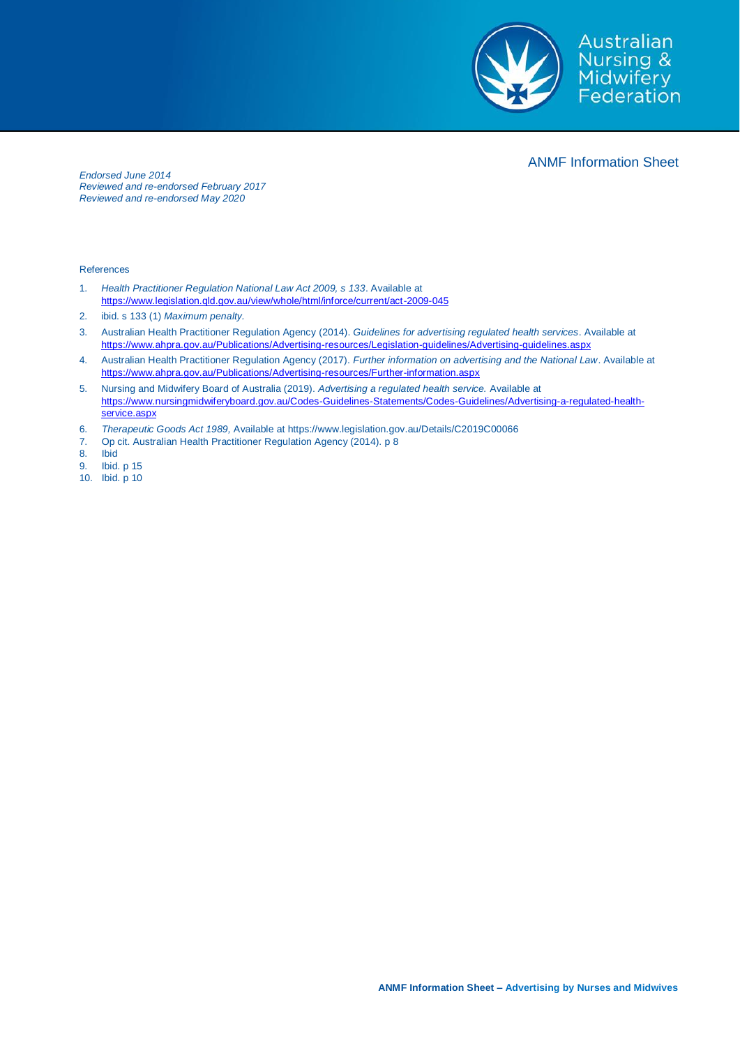ANMF Information Sheet

*Endorsed June 2014*
*Reviewed and re-endorsed February 2017*
*Reviewed and re-endorsed May 2020*

References

1. *Health Practitioner Regulation National Law Act 2009, s 133*. Available at https://www.legislation.qld.gov.au/view/whole/html/inforce/current/act-2009-045
2. ibid. s 133 (1) *Maximum penalty.*
3. Australian Health Practitioner Regulation Agency (2014). *Guidelines for advertising regulated health services*. Available at https://www.ahpra.gov.au/Publications/Advertising-resources/Legislation-guidelines/Advertising-guidelines.aspx
4. Australian Health Practitioner Regulation Agency (2017). *Further information on advertising and the National Law*. Available at https://www.ahpra.gov.au/Publications/Advertising-resources/Further-information.aspx
5. Nursing and Midwifery Board of Australia (2019). *Advertising a regulated health service.* Available at https://www.nursingmidwiferyboard.gov.au/Codes-Guidelines-Statements/Codes-Guidelines/Advertising-a-regulated-health-service.aspx
6. *Therapeutic Goods Act 1989,* Available at https://www.legislation.gov.au/Details/C2019C00066
7. Op cit. Australian Health Practitioner Regulation Agency (2014). p 8
8. Ibid
9. Ibid. p 15
10. Ibid. p 10